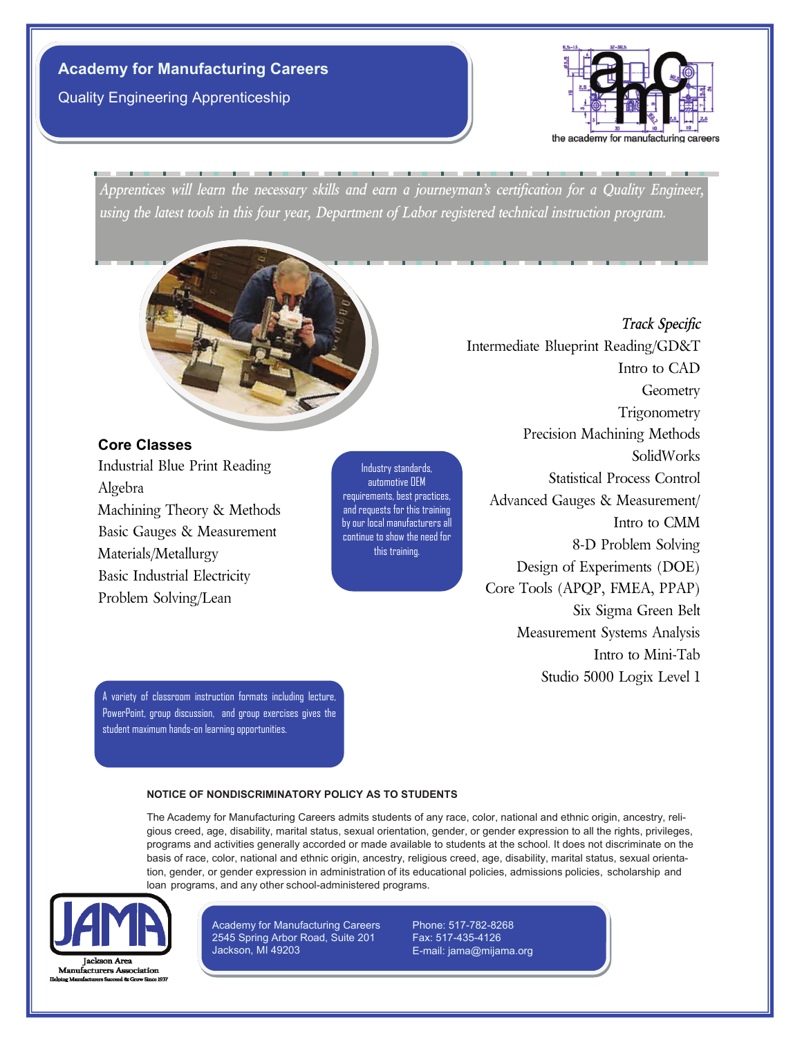# Academy for Manufacturing Careers

## Quality Engineering Apprenticeship

the academy for manufacturing careers

*Apprentices will learn the necessary skills and earn a journeyman's certification for a Quality Engineer, using the latest tools in this four year, Department of Labor registered technical instruction program.*

### Core Classes

Industrial Blue Print Reading
Algebra
Machining Theory & Methods
Basic Gauges & Measurement
Materials/Metallurgy
Basic Industrial Electricity
Problem Solving/Lean

Industry standards, automotive OEM requirements, best practices, and requests for this training by our local manufacturers all continue to show the need for this training.

### *Track Specific*

Intermediate Blueprint Reading/GD&T
Intro to CAD
Geometry
Trigonometry
Precision Machining Methods
SolidWorks
Statistical Process Control
Advanced Gauges & Measurement/ Intro to CMM
8-D Problem Solving
Design of Experiments (DOE)
Core Tools (APQP, FMEA, PPAP)
Six Sigma Green Belt
Measurement Systems Analysis
Intro to Mini-Tab
Studio 5000 Logix Level 1

A variety of classroom instruction formats including lecture, PowerPoint, group discussion, and group exercises gives the student maximum hands-on learning opportunities.

**NOTICE OF NONDISCRIMINATORY POLICY AS TO STUDENTS**

The Academy for Manufacturing Careers admits students of any race, color, national and ethnic origin, ancestry, religious creed, age, disability, marital status, sexual orientation, gender, or gender expression to all the rights, privileges, programs and activities generally accorded or made available to students at the school. It does not discriminate on the basis of race, color, national and ethnic origin, ancestry, religious creed, age, disability, marital status, sexual orientation, gender, or gender expression in administration of its educational policies, admissions policies, scholarship and loan programs, and any other school-administered programs.

JAMA
Jackson Area Manufacturers Association
Helping Manufacturers Succeed & Grow Since 1937

Academy for Manufacturing Careers
2545 Spring Arbor Road, Suite 201
Jackson, MI 49203

Phone: 517-782-8268
Fax: 517-435-4126
E-mail: jama@mijama.org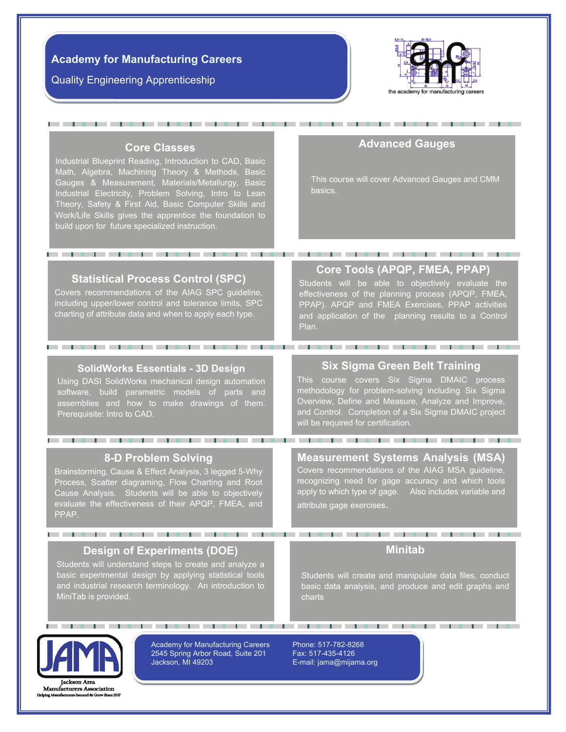# Academy for Manufacturing Careers

Quality Engineering Apprenticeship

the academy for manufacturing careers

## Core Classes

Industrial Blueprint Reading, Introduction to CAD, Basic Math, Algebra, Machining Theory & Methods, Basic Gauges & Measurement, Materials/Metallurgy, Basic Industrial Electricity, Problem Solving, Intro to Lean Theory, Safety & First Aid, Basic Computer Skills and Work/Life Skills gives the apprentice the foundation to build upon for future specialized instruction.

## Advanced Gauges

This course will cover Advanced Gauges and CMM basics.

## Statistical Process Control (SPC)

Covers recommendations of the AIAG SPC guideline, including upper/lower control and tolerance limits, SPC charting of attribute data and when to apply each type.

## Core Tools (APQP, FMEA, PPAP)

Students will be able to objectively evaluate the effectiveness of the planning process (APQP, FMEA, PPAP). APQP and FMEA Exercises, PPAP activities and application of the planning results to a Control Plan.

## SolidWorks Essentials - 3D Design

Using DASI SolidWorks mechanical design automation software, build parametric models of parts and assemblies and how to make drawings of them. Prerequisite: Intro to CAD.

## Six Sigma Green Belt Training

This course covers Six Sigma DMAIC process methodology for problem-solving including Six Sigma Overview, Define and Measure, Analyze and Improve, and Control. Completion of a Six Sigma DMAIC project will be required for certification.

## 8-D Problem Solving

Brainstorming, Cause & Effect Analysis, 3 legged 5-Why Process, Scatter diagraming, Flow Charting and Root Cause Analysis. Students will be able to objectively evaluate the effectiveness of their APQP, FMEA, and PPAP.

## Measurement Systems Analysis (MSA)

Covers recommendations of the AIAG MSA guideline, recognizing need for gage accuracy and which tools apply to which type of gage. Also includes variable and attribute gage exercises.

## Design of Experiments (DOE)

Students will understand steps to create and analyze a basic experimental design by applying statistical tools and industrial research terminology. An introduction to MiniTab is provided.

## Minitab

Students will create and manipulate data files, conduct basic data analysis, and produce and edit graphs and charts

JAMA

Jackson Area Manufacturers Association

Helping Manufacturers Succeed & Grow Since 1937

Academy for Manufacturing Careers
2545 Spring Arbor Road, Suite 201
Jackson, MI 49203

Phone: 517-782-8268
Fax: 517-435-4126
E-mail: jama@mijama.org